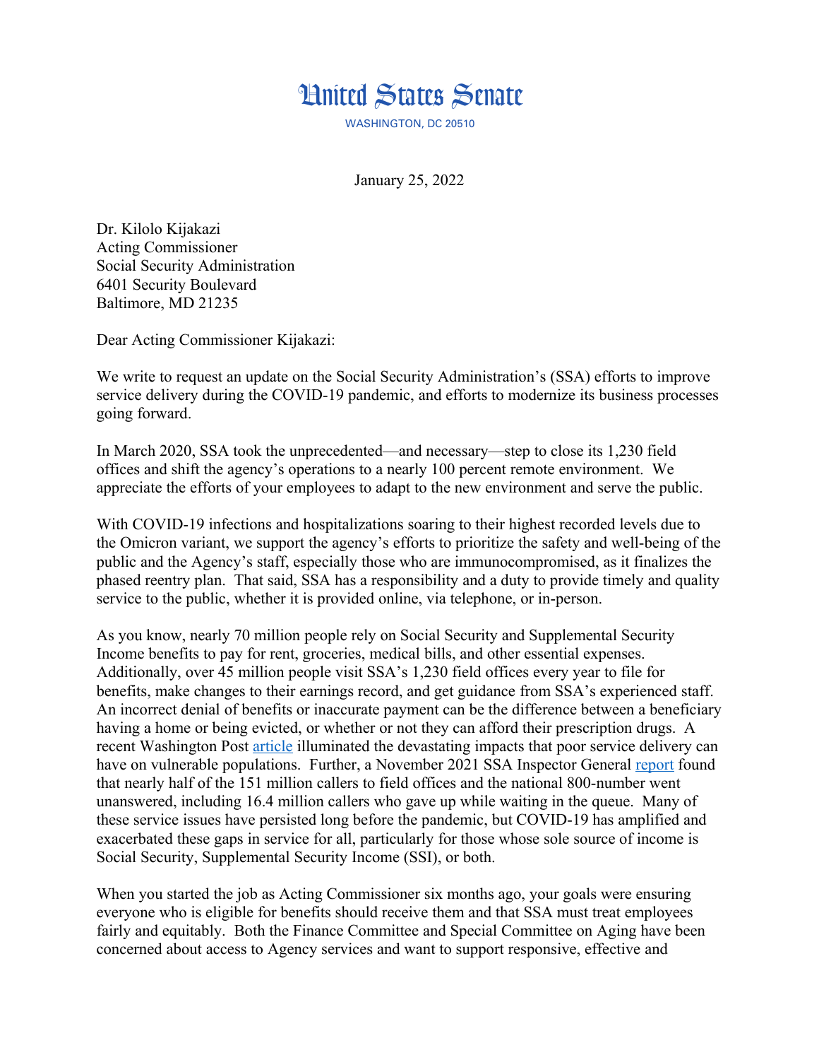# United States Senate

WASHINGTON, DC 20510

January 25, 2022

Dr. Kilolo Kijakazi
Acting Commissioner
Social Security Administration
6401 Security Boulevard
Baltimore, MD 21235

Dear Acting Commissioner Kijakazi:

We write to request an update on the Social Security Administration's (SSA) efforts to improve service delivery during the COVID-19 pandemic, and efforts to modernize its business processes going forward.

In March 2020, SSA took the unprecedented—and necessary—step to close its 1,230 field offices and shift the agency's operations to a nearly 100 percent remote environment. We appreciate the efforts of your employees to adapt to the new environment and serve the public.

With COVID-19 infections and hospitalizations soaring to their highest recorded levels due to the Omicron variant, we support the agency's efforts to prioritize the safety and well-being of the public and the Agency's staff, especially those who are immunocompromised, as it finalizes the phased reentry plan. That said, SSA has a responsibility and a duty to provide timely and quality service to the public, whether it is provided online, via telephone, or in-person.

As you know, nearly 70 million people rely on Social Security and Supplemental Security Income benefits to pay for rent, groceries, medical bills, and other essential expenses. Additionally, over 45 million people visit SSA's 1,230 field offices every year to file for benefits, make changes to their earnings record, and get guidance from SSA's experienced staff. An incorrect denial of benefits or inaccurate payment can be the difference between a beneficiary having a home or being evicted, or whether or not they can afford their prescription drugs. A recent Washington Post article illuminated the devastating impacts that poor service delivery can have on vulnerable populations. Further, a November 2021 SSA Inspector General report found that nearly half of the 151 million callers to field offices and the national 800-number went unanswered, including 16.4 million callers who gave up while waiting in the queue. Many of these service issues have persisted long before the pandemic, but COVID-19 has amplified and exacerbated these gaps in service for all, particularly for those whose sole source of income is Social Security, Supplemental Security Income (SSI), or both.

When you started the job as Acting Commissioner six months ago, your goals were ensuring everyone who is eligible for benefits should receive them and that SSA must treat employees fairly and equitably. Both the Finance Committee and Special Committee on Aging have been concerned about access to Agency services and want to support responsive, effective and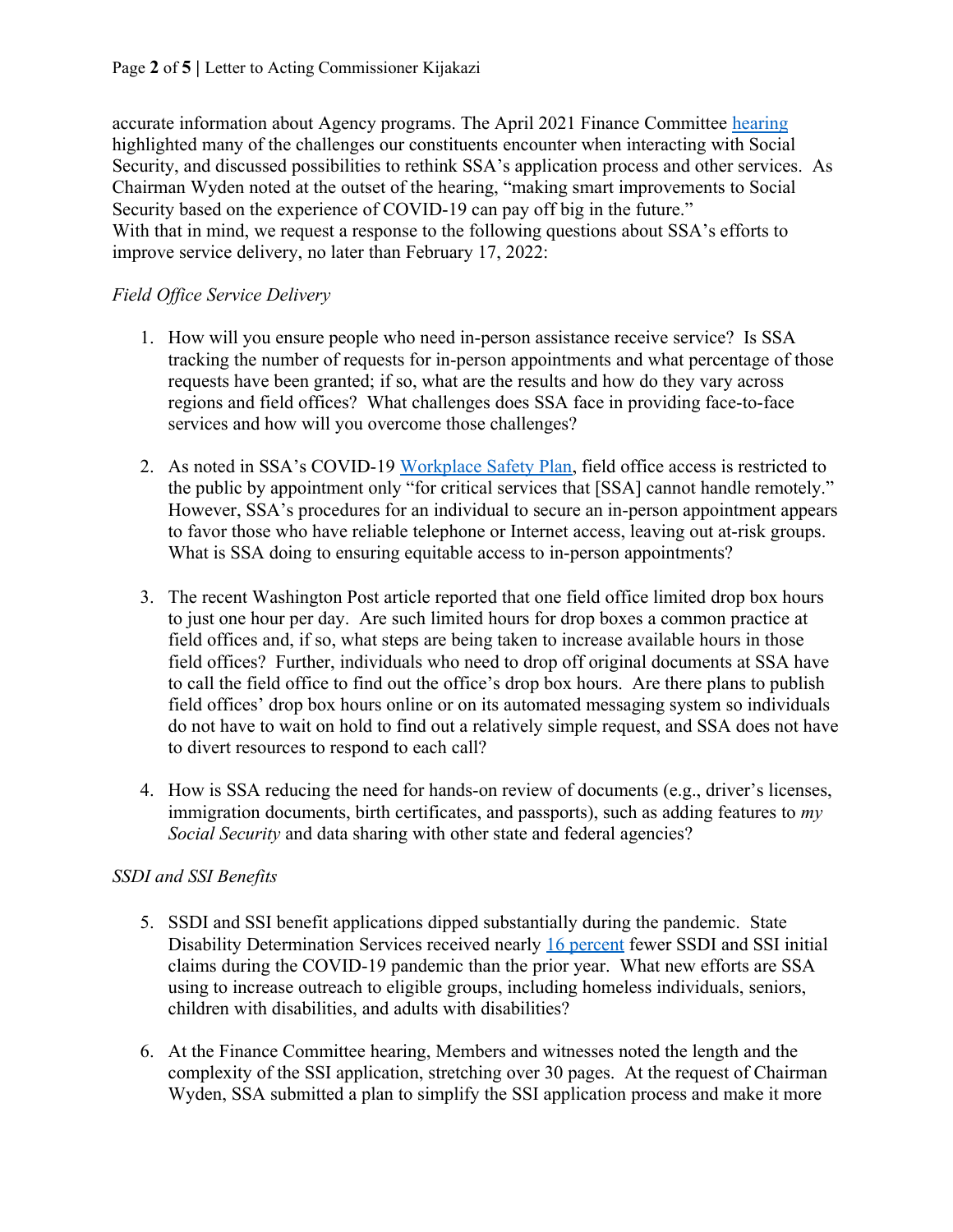accurate information about Agency programs. The April 2021 Finance Committee hearing highlighted many of the challenges our constituents encounter when interacting with Social Security, and discussed possibilities to rethink SSA's application process and other services. As Chairman Wyden noted at the outset of the hearing, "making smart improvements to Social Security based on the experience of COVID-19 can pay off big in the future."
With that in mind, we request a response to the following questions about SSA's efforts to improve service delivery, no later than February 17, 2022:

*Field Office Service Delivery*

1. How will you ensure people who need in-person assistance receive service? Is SSA tracking the number of requests for in-person appointments and what percentage of those requests have been granted; if so, what are the results and how do they vary across regions and field offices? What challenges does SSA face in providing face-to-face services and how will you overcome those challenges?

2. As noted in SSA's COVID-19 Workplace Safety Plan, field office access is restricted to the public by appointment only "for critical services that [SSA] cannot handle remotely." However, SSA's procedures for an individual to secure an in-person appointment appears to favor those who have reliable telephone or Internet access, leaving out at-risk groups. What is SSA doing to ensuring equitable access to in-person appointments?

3. The recent Washington Post article reported that one field office limited drop box hours to just one hour per day. Are such limited hours for drop boxes a common practice at field offices and, if so, what steps are being taken to increase available hours in those field offices? Further, individuals who need to drop off original documents at SSA have to call the field office to find out the office's drop box hours. Are there plans to publish field offices' drop box hours online or on its automated messaging system so individuals do not have to wait on hold to find out a relatively simple request, and SSA does not have to divert resources to respond to each call?

4. How is SSA reducing the need for hands-on review of documents (e.g., driver's licenses, immigration documents, birth certificates, and passports), such as adding features to *my Social Security* and data sharing with other state and federal agencies?

*SSDI and SSI Benefits*

5. SSDI and SSI benefit applications dipped substantially during the pandemic. State Disability Determination Services received nearly 16 percent fewer SSDI and SSI initial claims during the COVID-19 pandemic than the prior year. What new efforts are SSA using to increase outreach to eligible groups, including homeless individuals, seniors, children with disabilities, and adults with disabilities?

6. At the Finance Committee hearing, Members and witnesses noted the length and the complexity of the SSI application, stretching over 30 pages. At the request of Chairman Wyden, SSA submitted a plan to simplify the SSI application process and make it more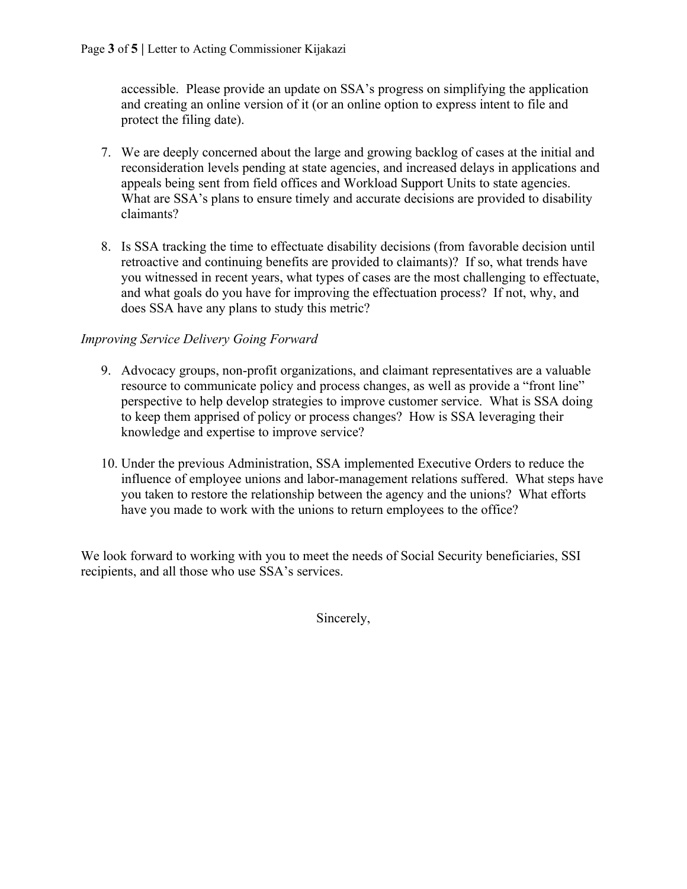accessible. Please provide an update on SSA's progress on simplifying the application and creating an online version of it (or an online option to express intent to file and protect the filing date).

7. We are deeply concerned about the large and growing backlog of cases at the initial and reconsideration levels pending at state agencies, and increased delays in applications and appeals being sent from field offices and Workload Support Units to state agencies. What are SSA's plans to ensure timely and accurate decisions are provided to disability claimants?

8. Is SSA tracking the time to effectuate disability decisions (from favorable decision until retroactive and continuing benefits are provided to claimants)? If so, what trends have you witnessed in recent years, what types of cases are the most challenging to effectuate, and what goals do you have for improving the effectuation process? If not, why, and does SSA have any plans to study this metric?

*Improving Service Delivery Going Forward*

9. Advocacy groups, non-profit organizations, and claimant representatives are a valuable resource to communicate policy and process changes, as well as provide a "front line" perspective to help develop strategies to improve customer service. What is SSA doing to keep them apprised of policy or process changes? How is SSA leveraging their knowledge and expertise to improve service?

10. Under the previous Administration, SSA implemented Executive Orders to reduce the influence of employee unions and labor-management relations suffered. What steps have you taken to restore the relationship between the agency and the unions? What efforts have you made to work with the unions to return employees to the office?

We look forward to working with you to meet the needs of Social Security beneficiaries, SSI recipients, and all those who use SSA's services.

Sincerely,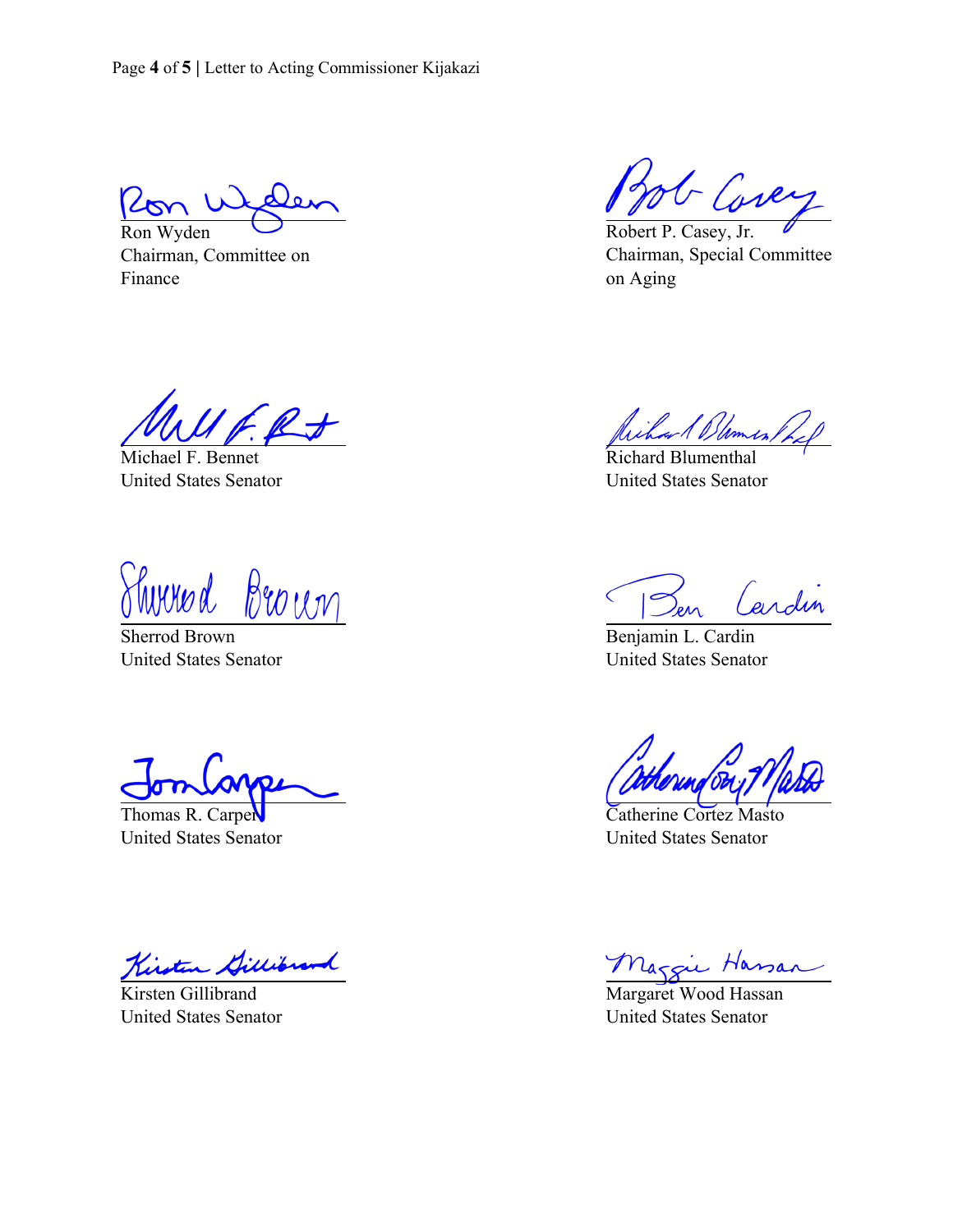Ron Wyden
Chairman, Committee on Finance

Robert P. Casey, Jr.
Chairman, Special Committee on Aging

Michael F. Bennet
United States Senator

Richard Blumenthal
United States Senator

Sherrod Brown
United States Senator

Benjamin L. Cardin
United States Senator

Thomas R. Carper
United States Senator

Catherine Cortez Masto
United States Senator

Kirsten Gillibrand
United States Senator

Margaret Wood Hassan
United States Senator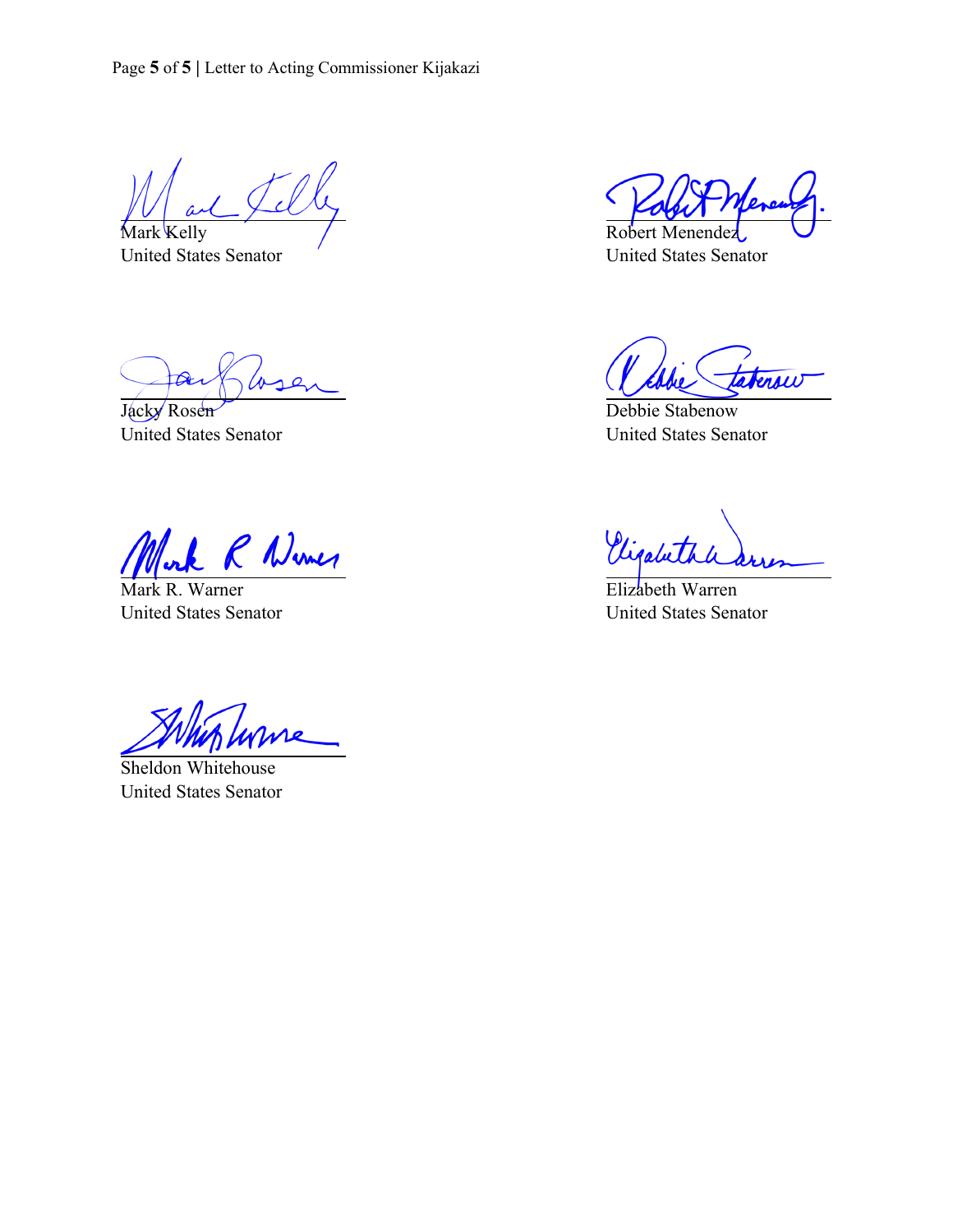Mark Kelly
United States Senator

Robert Menendez
United States Senator

Jacky Rosen
United States Senator

Debbie Stabenow
United States Senator

Mark R. Warner
United States Senator

Elizabeth Warren
United States Senator

Sheldon Whitehouse
United States Senator